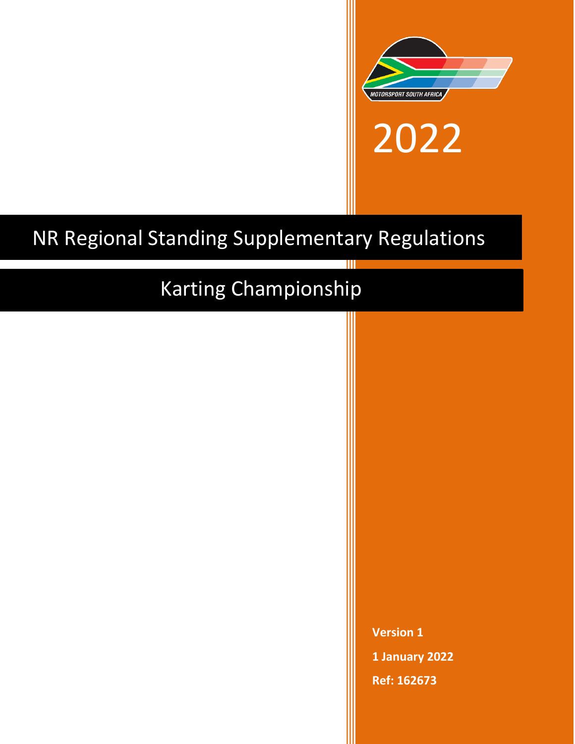MOTORSPORT SOUTH AFRICA

2022

# NR Regional Standing Supplementary Regulations

## Karting Championship

**Version 1**

**1 January 2022**

**Ref: 162673**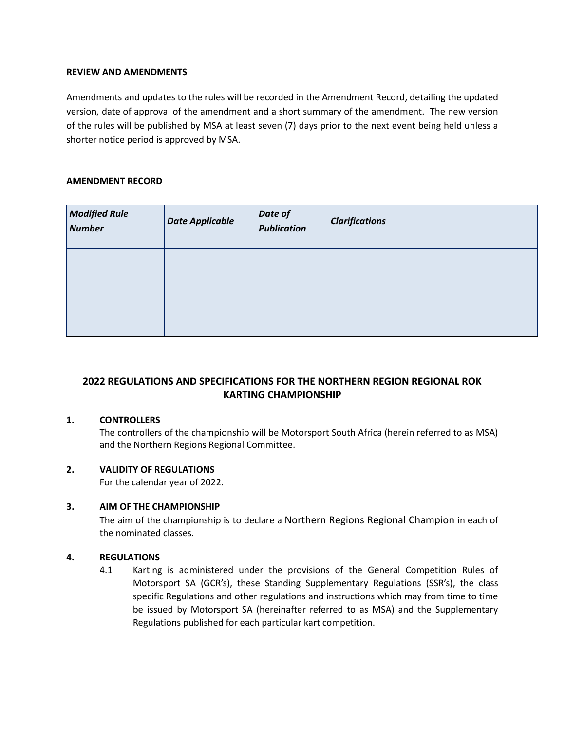**REVIEW AND AMENDMENTS**

Amendments and updates to the rules will be recorded in the Amendment Record, detailing the updated version, date of approval of the amendment and a short summary of the amendment. The new version of the rules will be published by MSA at least seven (7) days prior to the next event being held unless a shorter notice period is approved by MSA.

**AMENDMENT RECORD**

| ***Modified Rule Number*** | ***Date Applicable*** | ***Date of Publication*** | ***Clarifications*** |
|---|---|---|---|
| | | | |

## 2022 REGULATIONS AND SPECIFICATIONS FOR THE NORTHERN REGION REGIONAL ROK KARTING CHAMPIONSHIP

**1. CONTROLLERS**

The controllers of the championship will be Motorsport South Africa (herein referred to as MSA) and the Northern Regions Regional Committee.

**2. VALIDITY OF REGULATIONS**

For the calendar year of 2022.

**3. AIM OF THE CHAMPIONSHIP**

The aim of the championship is to declare a Northern Regions Regional Champion in each of the nominated classes.

**4. REGULATIONS**

4.1 Karting is administered under the provisions of the General Competition Rules of Motorsport SA (GCR's), these Standing Supplementary Regulations (SSR's), the class specific Regulations and other regulations and instructions which may from time to time be issued by Motorsport SA (hereinafter referred to as MSA) and the Supplementary Regulations published for each particular kart competition.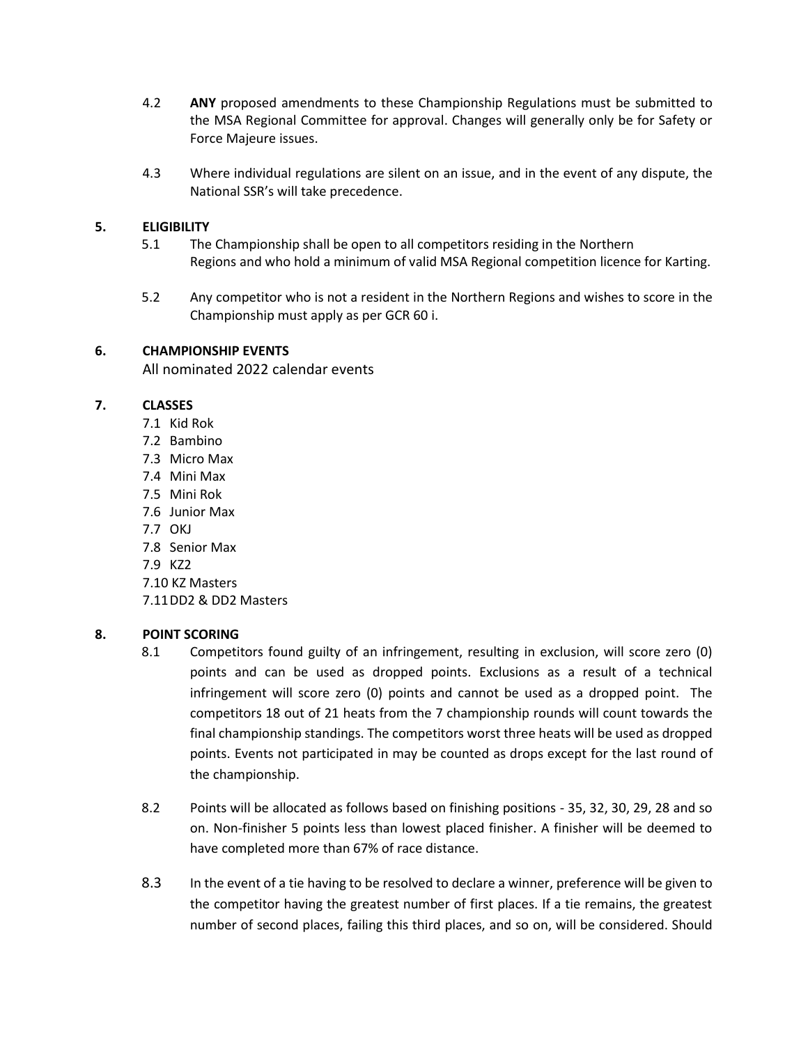4.2 **ANY** proposed amendments to these Championship Regulations must be submitted to the MSA Regional Committee for approval. Changes will generally only be for Safety or Force Majeure issues.

4.3 Where individual regulations are silent on an issue, and in the event of any dispute, the National SSR's will take precedence.

## 5. ELIGIBILITY

5.1 The Championship shall be open to all competitors residing in the Northern Regions and who hold a minimum of valid MSA Regional competition licence for Karting.

5.2 Any competitor who is not a resident in the Northern Regions and wishes to score in the Championship must apply as per GCR 60 i.

## 6. CHAMPIONSHIP EVENTS

All nominated 2022 calendar events

## 7. CLASSES

7.1 Kid Rok
7.2 Bambino
7.3 Micro Max
7.4 Mini Max
7.5 Mini Rok
7.6 Junior Max
7.7 OKJ
7.8 Senior Max
7.9 KZ2
7.10 KZ Masters
7.11 DD2 & DD2 Masters

## 8. POINT SCORING

8.1 Competitors found guilty of an infringement, resulting in exclusion, will score zero (0) points and can be used as dropped points. Exclusions as a result of a technical infringement will score zero (0) points and cannot be used as a dropped point. The competitors 18 out of 21 heats from the 7 championship rounds will count towards the final championship standings. The competitors worst three heats will be used as dropped points. Events not participated in may be counted as drops except for the last round of the championship.

8.2 Points will be allocated as follows based on finishing positions - 35, 32, 30, 29, 28 and so on. Non-finisher 5 points less than lowest placed finisher. A finisher will be deemed to have completed more than 67% of race distance.

8.3 In the event of a tie having to be resolved to declare a winner, preference will be given to the competitor having the greatest number of first places. If a tie remains, the greatest number of second places, failing this third places, and so on, will be considered. Should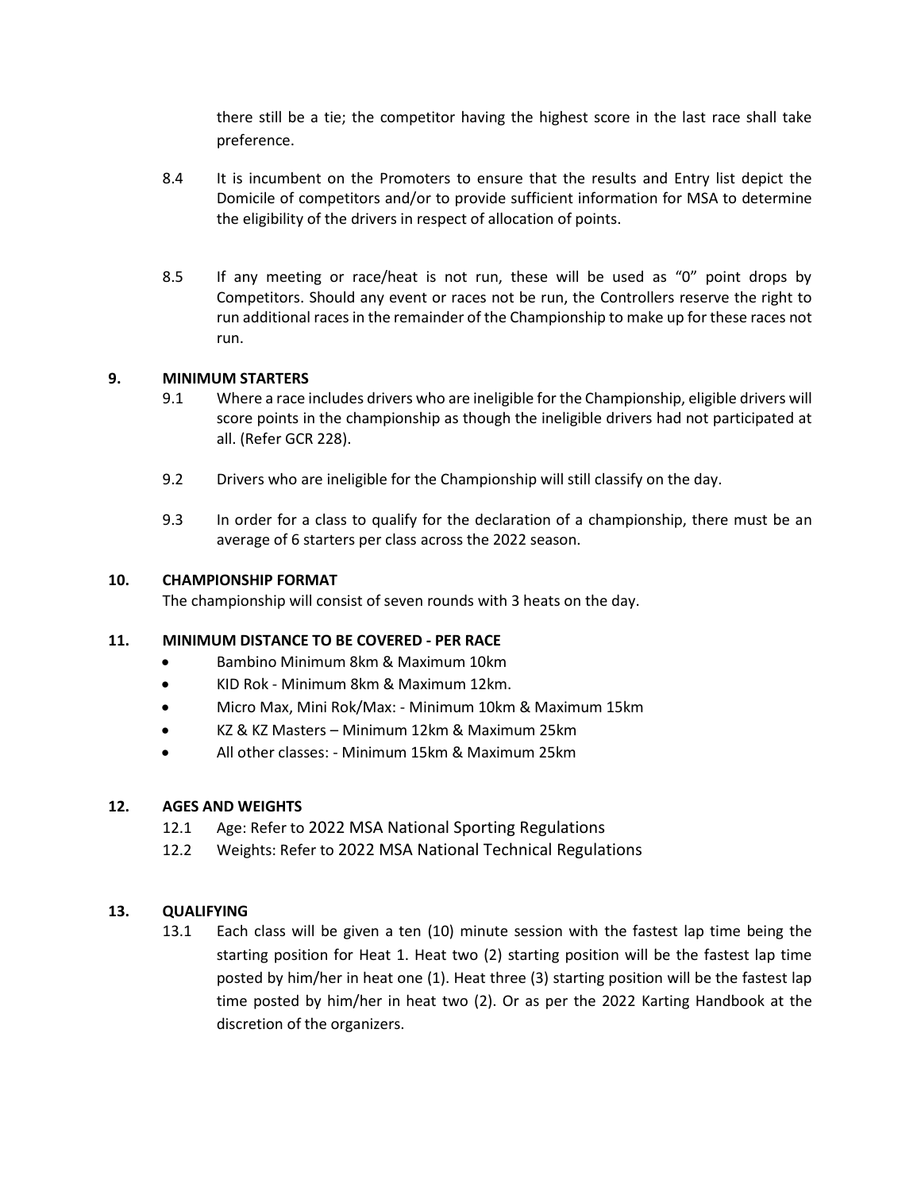there still be a tie; the competitor having the highest score in the last race shall take preference.

8.4 It is incumbent on the Promoters to ensure that the results and Entry list depict the Domicile of competitors and/or to provide sufficient information for MSA to determine the eligibility of the drivers in respect of allocation of points.

8.5 If any meeting or race/heat is not run, these will be used as "0" point drops by Competitors. Should any event or races not be run, the Controllers reserve the right to run additional races in the remainder of the Championship to make up for these races not run.

## 9. MINIMUM STARTERS

9.1 Where a race includes drivers who are ineligible for the Championship, eligible drivers will score points in the championship as though the ineligible drivers had not participated at all. (Refer GCR 228).

9.2 Drivers who are ineligible for the Championship will still classify on the day.

9.3 In order for a class to qualify for the declaration of a championship, there must be an average of 6 starters per class across the 2022 season.

## 10. CHAMPIONSHIP FORMAT

The championship will consist of seven rounds with 3 heats on the day.

## 11. MINIMUM DISTANCE TO BE COVERED - PER RACE

- Bambino Minimum 8km & Maximum 10km
- KID Rok - Minimum 8km & Maximum 12km.
- Micro Max, Mini Rok/Max: - Minimum 10km & Maximum 15km
- KZ & KZ Masters – Minimum 12km & Maximum 25km
- All other classes: - Minimum 15km & Maximum 25km

## 12. AGES AND WEIGHTS

12.1 Age: Refer to 2022 MSA National Sporting Regulations

12.2 Weights: Refer to 2022 MSA National Technical Regulations

## 13. QUALIFYING

13.1 Each class will be given a ten (10) minute session with the fastest lap time being the starting position for Heat 1. Heat two (2) starting position will be the fastest lap time posted by him/her in heat one (1). Heat three (3) starting position will be the fastest lap time posted by him/her in heat two (2). Or as per the 2022 Karting Handbook at the discretion of the organizers.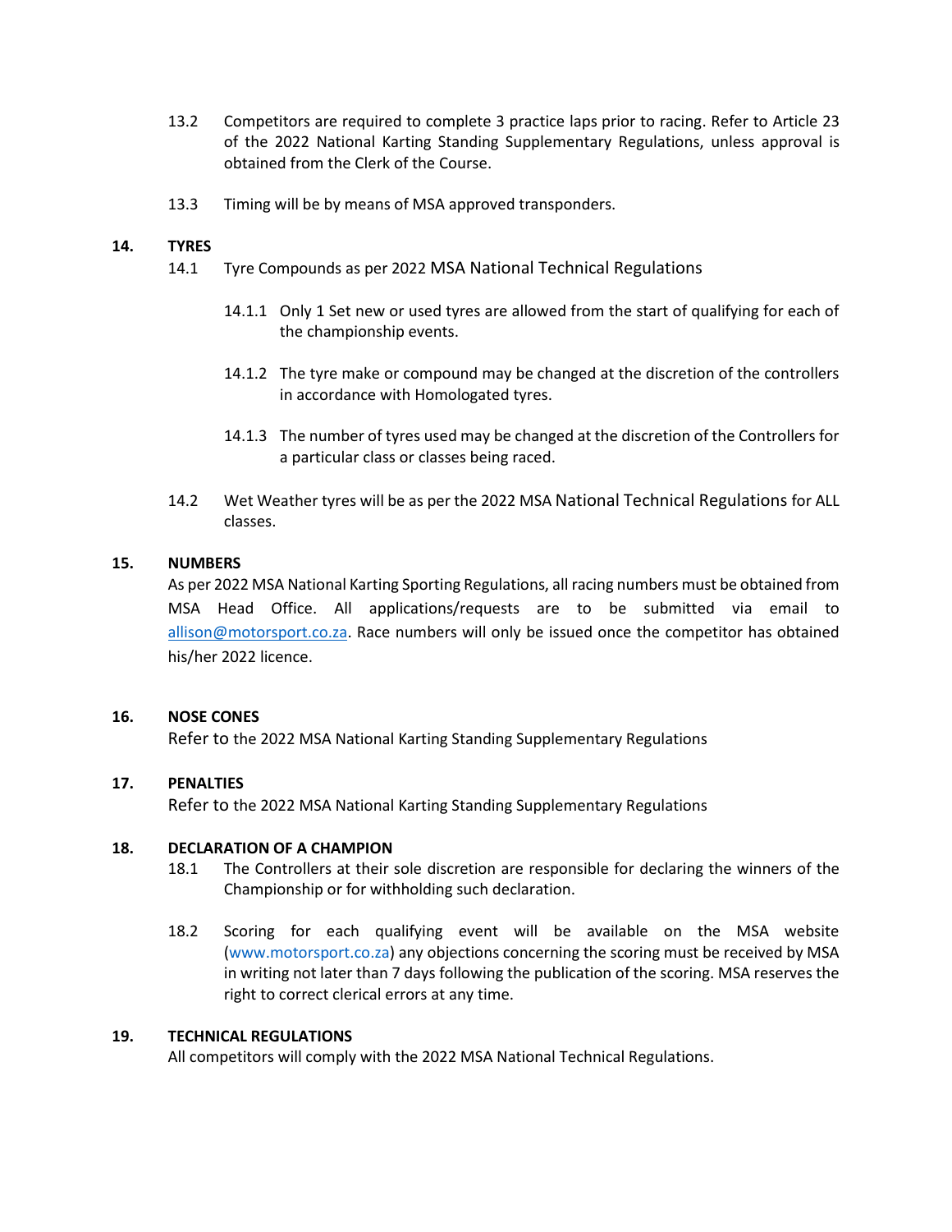13.2 Competitors are required to complete 3 practice laps prior to racing. Refer to Article 23 of the 2022 National Karting Standing Supplementary Regulations, unless approval is obtained from the Clerk of the Course.

13.3 Timing will be by means of MSA approved transponders.

## 14. TYRES

14.1 Tyre Compounds as per 2022 MSA National Technical Regulations

14.1.1 Only 1 Set new or used tyres are allowed from the start of qualifying for each of the championship events.

14.1.2 The tyre make or compound may be changed at the discretion of the controllers in accordance with Homologated tyres.

14.1.3 The number of tyres used may be changed at the discretion of the Controllers for a particular class or classes being raced.

14.2 Wet Weather tyres will be as per the 2022 MSA National Technical Regulations for ALL classes.

## 15. NUMBERS

As per 2022 MSA National Karting Sporting Regulations, all racing numbers must be obtained from MSA Head Office. All applications/requests are to be submitted via email to allison@motorsport.co.za. Race numbers will only be issued once the competitor has obtained his/her 2022 licence.

## 16. NOSE CONES

Refer to the 2022 MSA National Karting Standing Supplementary Regulations

## 17. PENALTIES

Refer to the 2022 MSA National Karting Standing Supplementary Regulations

## 18. DECLARATION OF A CHAMPION

18.1 The Controllers at their sole discretion are responsible for declaring the winners of the Championship or for withholding such declaration.

18.2 Scoring for each qualifying event will be available on the MSA website (www.motorsport.co.za) any objections concerning the scoring must be received by MSA in writing not later than 7 days following the publication of the scoring. MSA reserves the right to correct clerical errors at any time.

## 19. TECHNICAL REGULATIONS

All competitors will comply with the 2022 MSA National Technical Regulations.